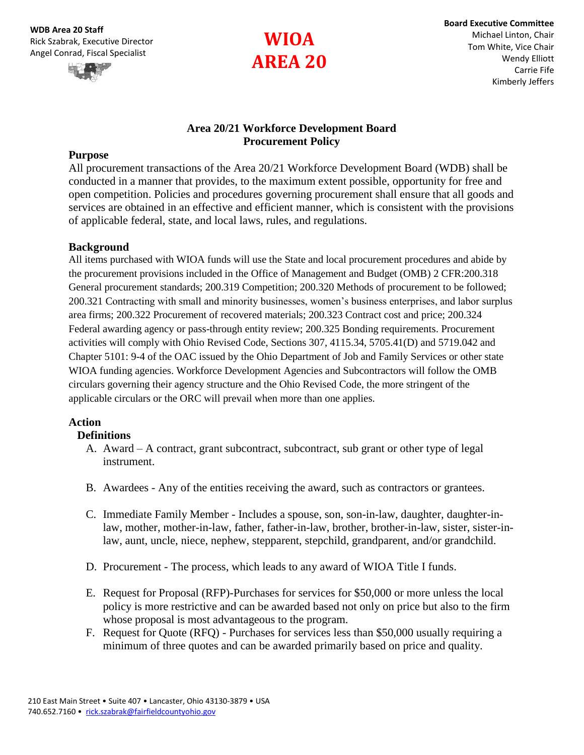**WDB Area 20 Staff**
Rick Szabrak, Executive Director
Angel Conrad, Fiscal Specialist

# WIOA AREA 20

**Board Executive Committee**
Michael Linton, Chair
Tom White, Vice Chair
Wendy Elliott
Carrie Fife
Kimberly Jeffers

## Area 20/21 Workforce Development Board Procurement Policy

### Purpose

All procurement transactions of the Area 20/21 Workforce Development Board (WDB) shall be conducted in a manner that provides, to the maximum extent possible, opportunity for free and open competition. Policies and procedures governing procurement shall ensure that all goods and services are obtained in an effective and efficient manner, which is consistent with the provisions of applicable federal, state, and local laws, rules, and regulations.

### Background

All items purchased with WIOA funds will use the State and local procurement procedures and abide by the procurement provisions included in the Office of Management and Budget (OMB) 2 CFR:200.318 General procurement standards; 200.319 Competition; 200.320 Methods of procurement to be followed; 200.321 Contracting with small and minority businesses, women's business enterprises, and labor surplus area firms; 200.322 Procurement of recovered materials; 200.323 Contract cost and price; 200.324 Federal awarding agency or pass-through entity review; 200.325 Bonding requirements. Procurement activities will comply with Ohio Revised Code, Sections 307, 4115.34, 5705.41(D) and 5719.042 and Chapter 5101: 9-4 of the OAC issued by the Ohio Department of Job and Family Services or other state WIOA funding agencies. Workforce Development Agencies and Subcontractors will follow the OMB circulars governing their agency structure and the Ohio Revised Code, the more stringent of the applicable circulars or the ORC will prevail when more than one applies.

### Action

#### Definitions

A. Award – A contract, grant subcontract, subcontract, sub grant or other type of legal instrument.

B. Awardees - Any of the entities receiving the award, such as contractors or grantees.

C. Immediate Family Member - Includes a spouse, son, son-in-law, daughter, daughter-in-law, mother, mother-in-law, father, father-in-law, brother, brother-in-law, sister, sister-in-law, aunt, uncle, niece, nephew, stepparent, stepchild, grandparent, and/or grandchild.

D. Procurement - The process, which leads to any award of WIOA Title I funds.

E. Request for Proposal (RFP)-Purchases for services for $50,000 or more unless the local policy is more restrictive and can be awarded based not only on price but also to the firm whose proposal is most advantageous to the program.

F. Request for Quote (RFQ) - Purchases for services less than $50,000 usually requiring a minimum of three quotes and can be awarded primarily based on price and quality.

210 East Main Street • Suite 407 • Lancaster, Ohio 43130-3879 • USA
740.652.7160 • rick.szabrak@fairfieldcountyohio.gov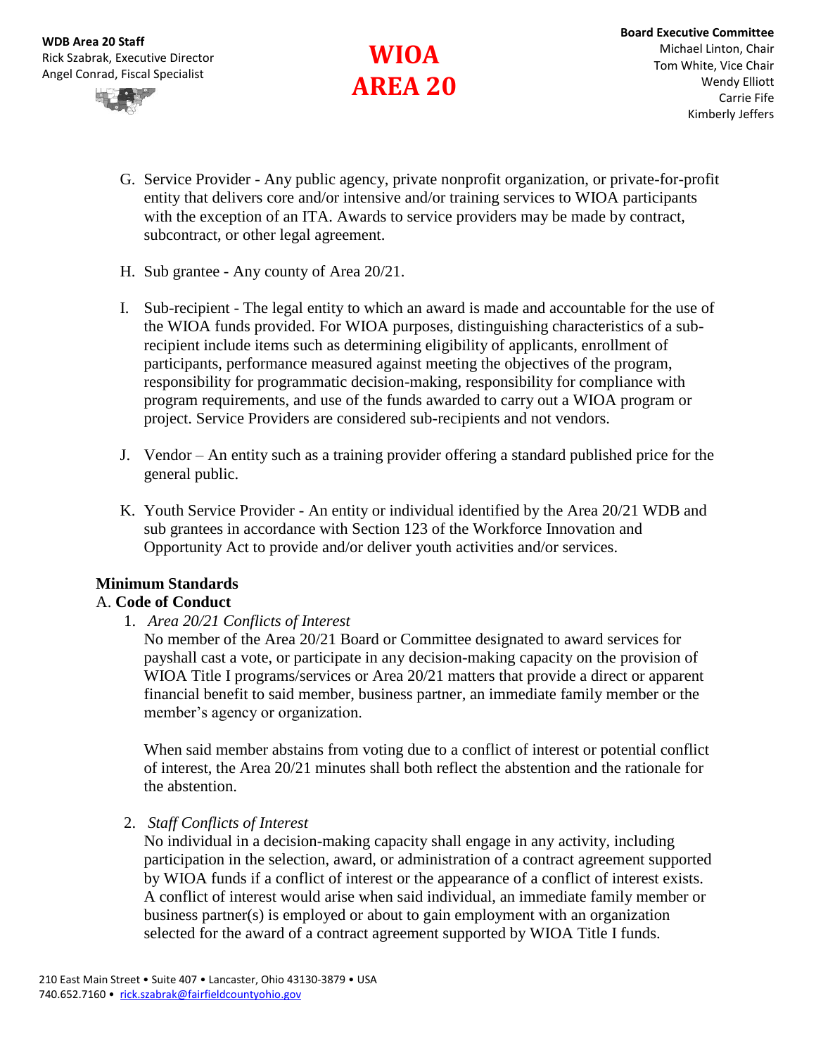G. Service Provider - Any public agency, private nonprofit organization, or private-for-profit entity that delivers core and/or intensive and/or training services to WIOA participants with the exception of an ITA. Awards to service providers may be made by contract, subcontract, or other legal agreement.

H. Sub grantee - Any county of Area 20/21.

I. Sub-recipient - The legal entity to which an award is made and accountable for the use of the WIOA funds provided. For WIOA purposes, distinguishing characteristics of a sub-recipient include items such as determining eligibility of applicants, enrollment of participants, performance measured against meeting the objectives of the program, responsibility for programmatic decision-making, responsibility for compliance with program requirements, and use of the funds awarded to carry out a WIOA program or project. Service Providers are considered sub-recipients and not vendors.

J. Vendor – An entity such as a training provider offering a standard published price for the general public.

K. Youth Service Provider - An entity or individual identified by the Area 20/21 WDB and sub grantees in accordance with Section 123 of the Workforce Innovation and Opportunity Act to provide and/or deliver youth activities and/or services.

**Minimum Standards**

A. **Code of Conduct**

1. *Area 20/21 Conflicts of Interest*

   No member of the Area 20/21 Board or Committee designated to award services for payshall cast a vote, or participate in any decision-making capacity on the provision of WIOA Title I programs/services or Area 20/21 matters that provide a direct or apparent financial benefit to said member, business partner, an immediate family member or the member's agency or organization.

   When said member abstains from voting due to a conflict of interest or potential conflict of interest, the Area 20/21 minutes shall both reflect the abstention and the rationale for the abstention.

2. *Staff Conflicts of Interest*

   No individual in a decision-making capacity shall engage in any activity, including participation in the selection, award, or administration of a contract agreement supported by WIOA funds if a conflict of interest or the appearance of a conflict of interest exists. A conflict of interest would arise when said individual, an immediate family member or business partner(s) is employed or about to gain employment with an organization selected for the award of a contract agreement supported by WIOA Title I funds.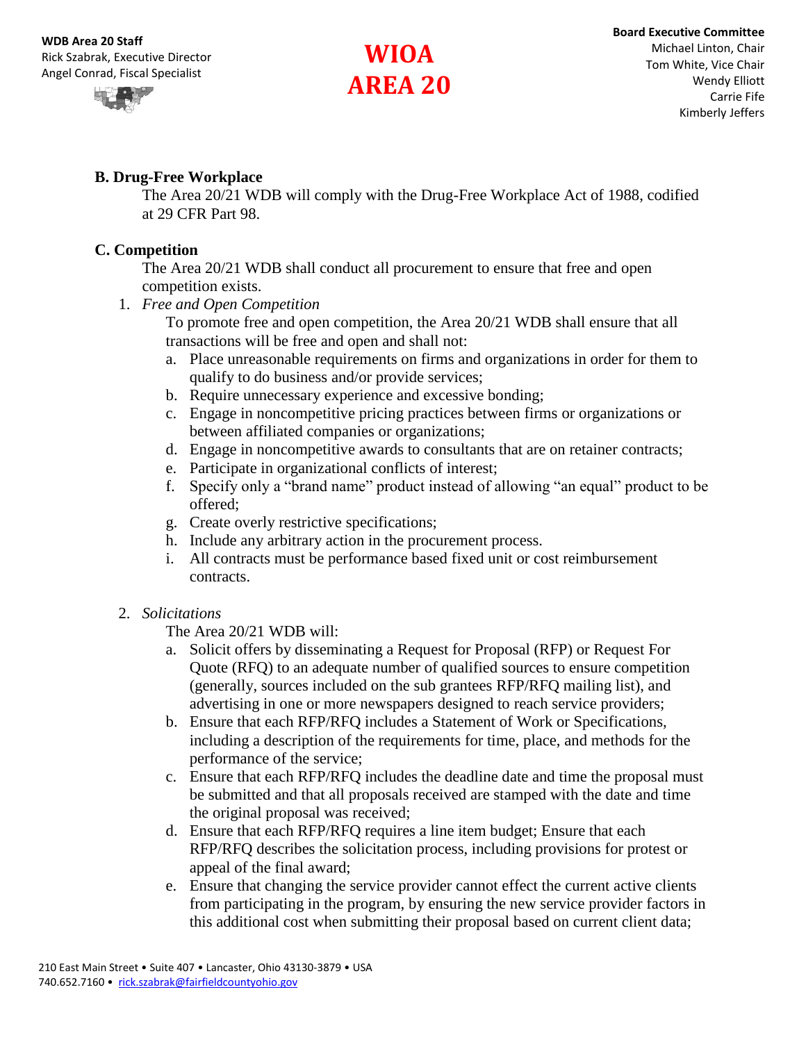## B. Drug-Free Workplace

The Area 20/21 WDB will comply with the Drug-Free Workplace Act of 1988, codified at 29 CFR Part 98.

## C. Competition

The Area 20/21 WDB shall conduct all procurement to ensure that free and open competition exists.

1. *Free and Open Competition*

   To promote free and open competition, the Area 20/21 WDB shall ensure that all transactions will be free and open and shall not:

   a. Place unreasonable requirements on firms and organizations in order for them to qualify to do business and/or provide services;
   b. Require unnecessary experience and excessive bonding;
   c. Engage in noncompetitive pricing practices between firms or organizations or between affiliated companies or organizations;
   d. Engage in noncompetitive awards to consultants that are on retainer contracts;
   e. Participate in organizational conflicts of interest;
   f. Specify only a "brand name" product instead of allowing "an equal" product to be offered;
   g. Create overly restrictive specifications;
   h. Include any arbitrary action in the procurement process.
   i. All contracts must be performance based fixed unit or cost reimbursement contracts.

2. *Solicitations*

   The Area 20/21 WDB will:

   a. Solicit offers by disseminating a Request for Proposal (RFP) or Request For Quote (RFQ) to an adequate number of qualified sources to ensure competition (generally, sources included on the sub grantees RFP/RFQ mailing list), and advertising in one or more newspapers designed to reach service providers;
   b. Ensure that each RFP/RFQ includes a Statement of Work or Specifications, including a description of the requirements for time, place, and methods for the performance of the service;
   c. Ensure that each RFP/RFQ includes the deadline date and time the proposal must be submitted and that all proposals received are stamped with the date and time the original proposal was received;
   d. Ensure that each RFP/RFQ requires a line item budget; Ensure that each RFP/RFQ describes the solicitation process, including provisions for protest or appeal of the final award;
   e. Ensure that changing the service provider cannot effect the current active clients from participating in the program, by ensuring the new service provider factors in this additional cost when submitting their proposal based on current client data;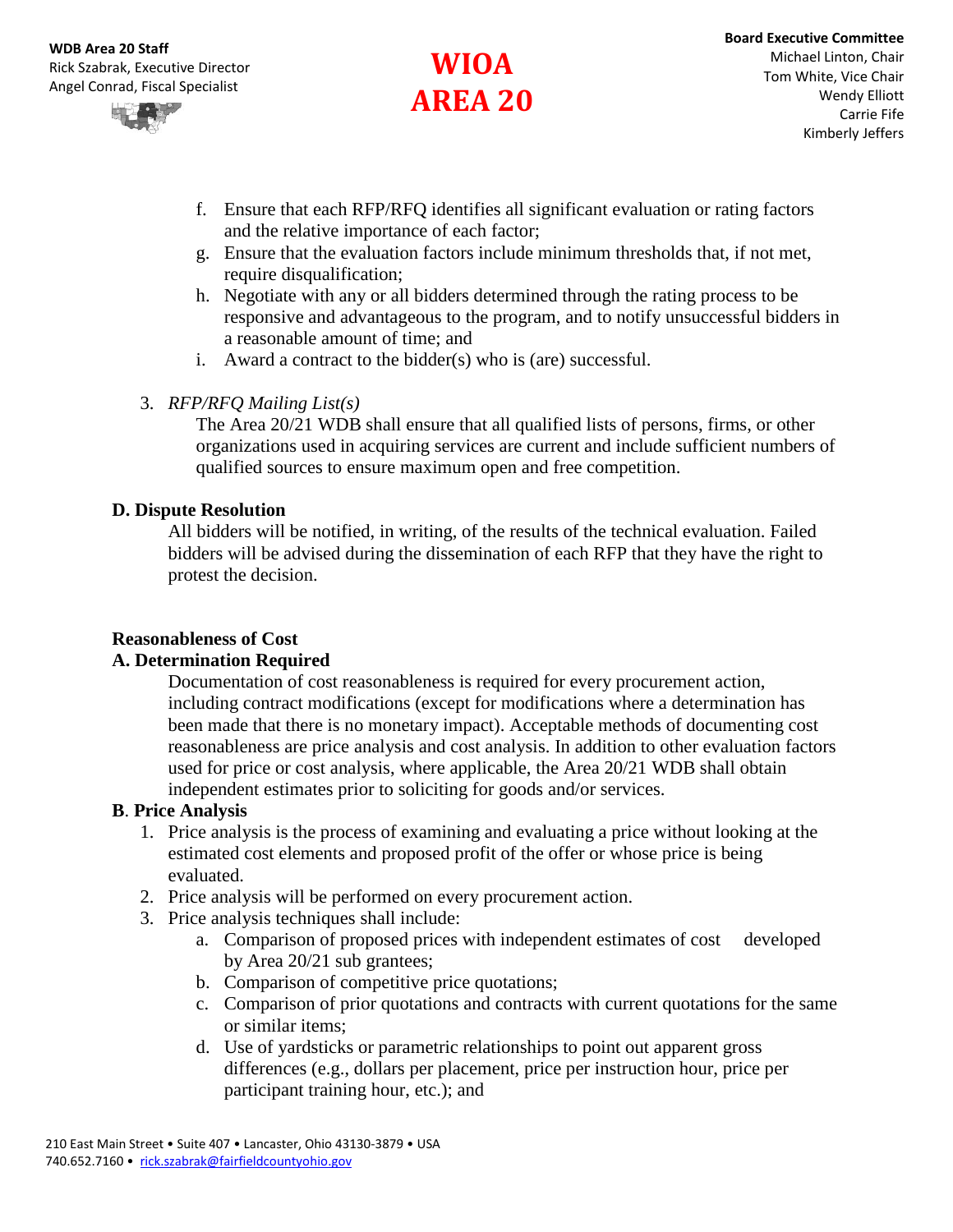f. Ensure that each RFP/RFQ identifies all significant evaluation or rating factors and the relative importance of each factor;
g. Ensure that the evaluation factors include minimum thresholds that, if not met, require disqualification;
h. Negotiate with any or all bidders determined through the rating process to be responsive and advantageous to the program, and to notify unsuccessful bidders in a reasonable amount of time; and
i. Award a contract to the bidder(s) who is (are) successful.

3. *RFP/RFQ Mailing List(s)*

   The Area 20/21 WDB shall ensure that all qualified lists of persons, firms, or other organizations used in acquiring services are current and include sufficient numbers of qualified sources to ensure maximum open and free competition.

**D. Dispute Resolution**

All bidders will be notified, in writing, of the results of the technical evaluation. Failed bidders will be advised during the dissemination of each RFP that they have the right to protest the decision.

**Reasonableness of Cost**

**A. Determination Required**

Documentation of cost reasonableness is required for every procurement action, including contract modifications (except for modifications where a determination has been made that there is no monetary impact). Acceptable methods of documenting cost reasonableness are price analysis and cost analysis. In addition to other evaluation factors used for price or cost analysis, where applicable, the Area 20/21 WDB shall obtain independent estimates prior to soliciting for goods and/or services.

**B. Price Analysis**

1. Price analysis is the process of examining and evaluating a price without looking at the estimated cost elements and proposed profit of the offer or whose price is being evaluated.
2. Price analysis will be performed on every procurement action.
3. Price analysis techniques shall include:
   a. Comparison of proposed prices with independent estimates of cost developed by Area 20/21 sub grantees;
   b. Comparison of competitive price quotations;
   c. Comparison of prior quotations and contracts with current quotations for the same or similar items;
   d. Use of yardsticks or parametric relationships to point out apparent gross differences (e.g., dollars per placement, price per instruction hour, price per participant training hour, etc.); and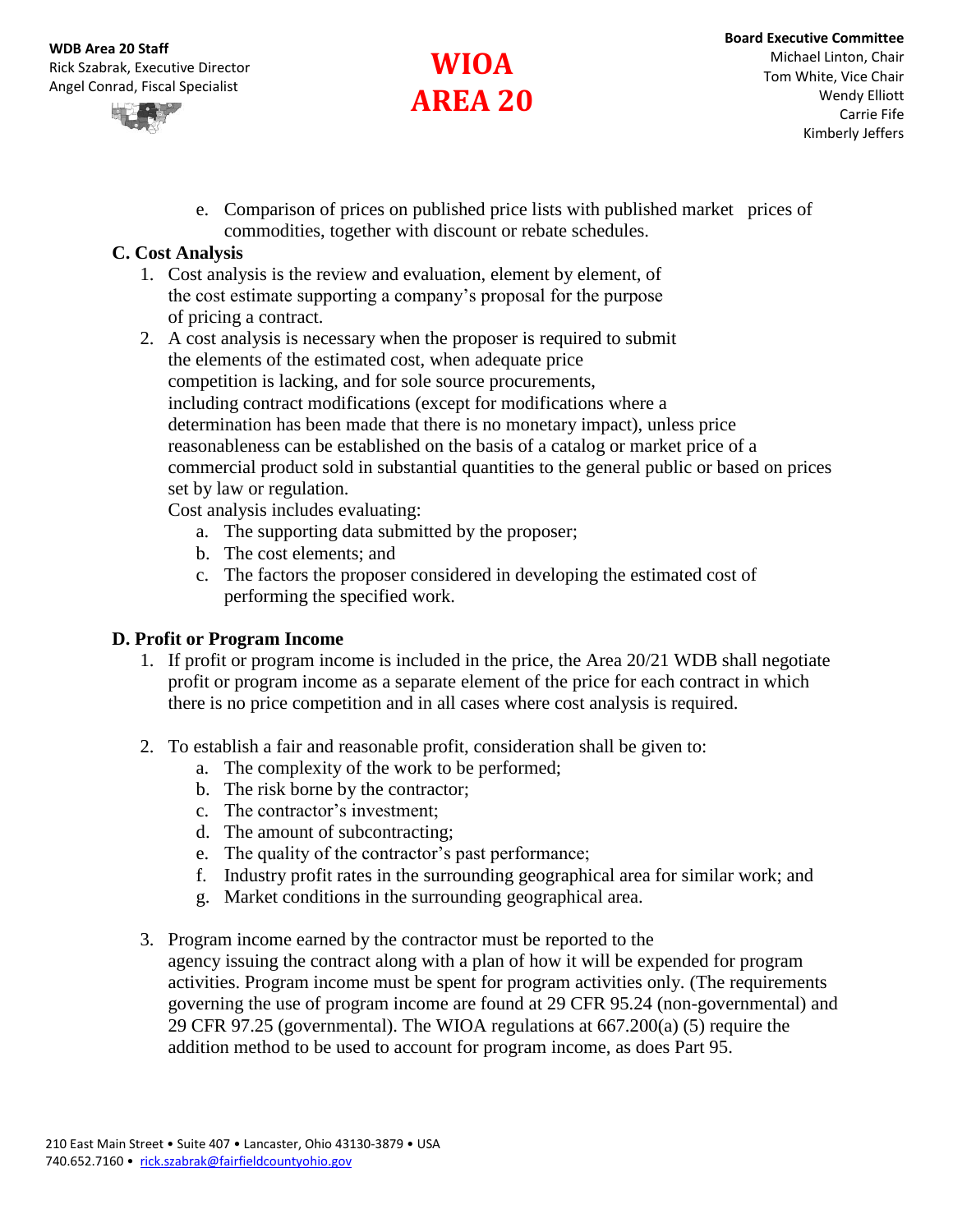e. Comparison of prices on published price lists with published market prices of commodities, together with discount or rebate schedules.

**C. Cost Analysis**

1. Cost analysis is the review and evaluation, element by element, of the cost estimate supporting a company's proposal for the purpose of pricing a contract.
2. A cost analysis is necessary when the proposer is required to submit the elements of the estimated cost, when adequate price competition is lacking, and for sole source procurements, including contract modifications (except for modifications where a determination has been made that there is no monetary impact), unless price reasonableness can be established on the basis of a catalog or market price of a commercial product sold in substantial quantities to the general public or based on prices set by law or regulation.

   Cost analysis includes evaluating:

   a. The supporting data submitted by the proposer;
   b. The cost elements; and
   c. The factors the proposer considered in developing the estimated cost of performing the specified work.

**D. Profit or Program Income**

1. If profit or program income is included in the price, the Area 20/21 WDB shall negotiate profit or program income as a separate element of the price for each contract in which there is no price competition and in all cases where cost analysis is required.

2. To establish a fair and reasonable profit, consideration shall be given to:
   a. The complexity of the work to be performed;
   b. The risk borne by the contractor;
   c. The contractor's investment;
   d. The amount of subcontracting;
   e. The quality of the contractor's past performance;
   f. Industry profit rates in the surrounding geographical area for similar work; and
   g. Market conditions in the surrounding geographical area.

3. Program income earned by the contractor must be reported to the agency issuing the contract along with a plan of how it will be expended for program activities. Program income must be spent for program activities only. (The requirements governing the use of program income are found at 29 CFR 95.24 (non-governmental) and 29 CFR 97.25 (governmental). The WIOA regulations at 667.200(a) (5) require the addition method to be used to account for program income, as does Part 95.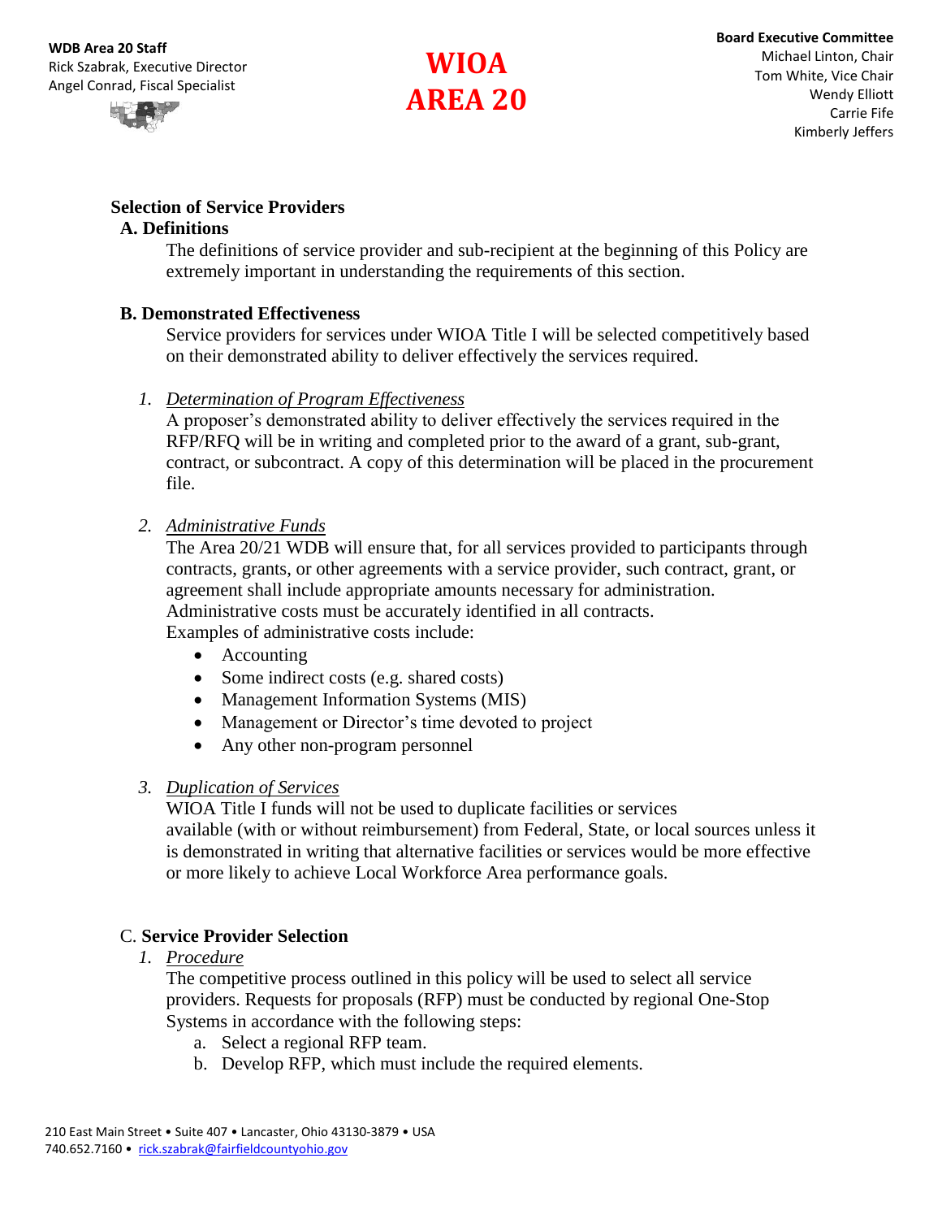**Selection of Service Providers**

**A. Definitions**

The definitions of service provider and sub-recipient at the beginning of this Policy are extremely important in understanding the requirements of this section.

**B. Demonstrated Effectiveness**

Service providers for services under WIOA Title I will be selected competitively based on their demonstrated ability to deliver effectively the services required.

1. *Determination of Program Effectiveness*
   A proposer's demonstrated ability to deliver effectively the services required in the RFP/RFQ will be in writing and completed prior to the award of a grant, sub-grant, contract, or subcontract. A copy of this determination will be placed in the procurement file.

2. *Administrative Funds*
   The Area 20/21 WDB will ensure that, for all services provided to participants through contracts, grants, or other agreements with a service provider, such contract, grant, or agreement shall include appropriate amounts necessary for administration. Administrative costs must be accurately identified in all contracts.
   Examples of administrative costs include:
   - Accounting
   - Some indirect costs (e.g. shared costs)
   - Management Information Systems (MIS)
   - Management or Director's time devoted to project
   - Any other non-program personnel

3. *Duplication of Services*
   WIOA Title I funds will not be used to duplicate facilities or services available (with or without reimbursement) from Federal, State, or local sources unless it is demonstrated in writing that alternative facilities or services would be more effective or more likely to achieve Local Workforce Area performance goals.

C. **Service Provider Selection**

1. *Procedure*
   The competitive process outlined in this policy will be used to select all service providers. Requests for proposals (RFP) must be conducted by regional One-Stop Systems in accordance with the following steps:
   a. Select a regional RFP team.
   b. Develop RFP, which must include the required elements.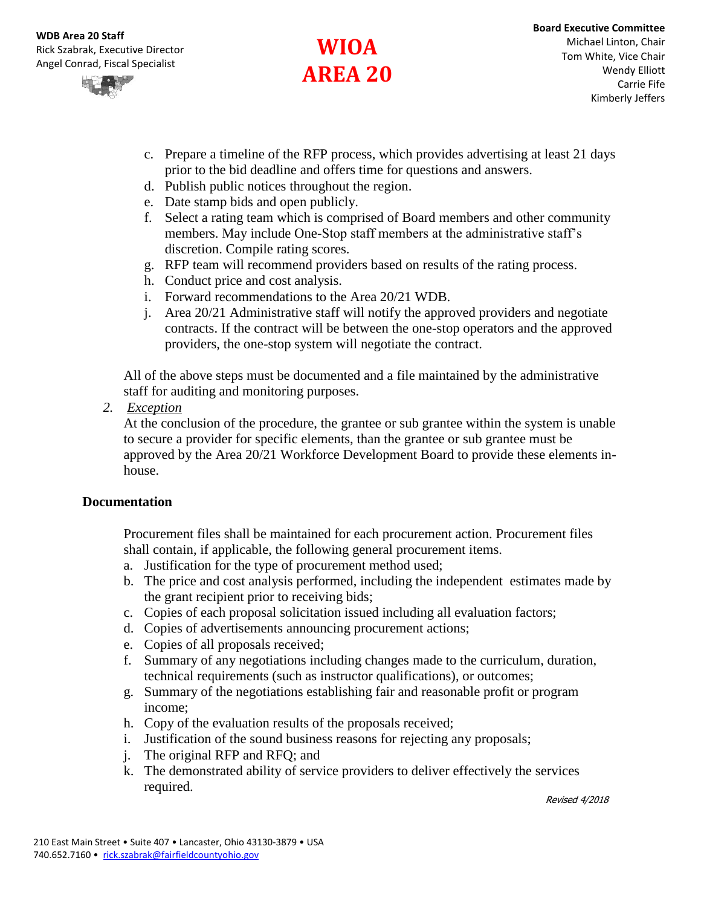c. Prepare a timeline of the RFP process, which provides advertising at least 21 days prior to the bid deadline and offers time for questions and answers.
d. Publish public notices throughout the region.
e. Date stamp bids and open publicly.
f. Select a rating team which is comprised of Board members and other community members. May include One-Stop staff members at the administrative staff's discretion. Compile rating scores.
g. RFP team will recommend providers based on results of the rating process.
h. Conduct price and cost analysis.
i. Forward recommendations to the Area 20/21 WDB.
j. Area 20/21 Administrative staff will notify the approved providers and negotiate contracts. If the contract will be between the one-stop operators and the approved providers, the one-stop system will negotiate the contract.

All of the above steps must be documented and a file maintained by the administrative staff for auditing and monitoring purposes.

2. *Exception*

At the conclusion of the procedure, the grantee or sub grantee within the system is unable to secure a provider for specific elements, than the grantee or sub grantee must be approved by the Area 20/21 Workforce Development Board to provide these elements in-house.

**Documentation**

Procurement files shall be maintained for each procurement action. Procurement files shall contain, if applicable, the following general procurement items.

a. Justification for the type of procurement method used;
b. The price and cost analysis performed, including the independent estimates made by the grant recipient prior to receiving bids;
c. Copies of each proposal solicitation issued including all evaluation factors;
d. Copies of advertisements announcing procurement actions;
e. Copies of all proposals received;
f. Summary of any negotiations including changes made to the curriculum, duration, technical requirements (such as instructor qualifications), or outcomes;
g. Summary of the negotiations establishing fair and reasonable profit or program income;
h. Copy of the evaluation results of the proposals received;
i. Justification of the sound business reasons for rejecting any proposals;
j. The original RFP and RFQ; and
k. The demonstrated ability of service providers to deliver effectively the services required.

*Revised 4/2018*